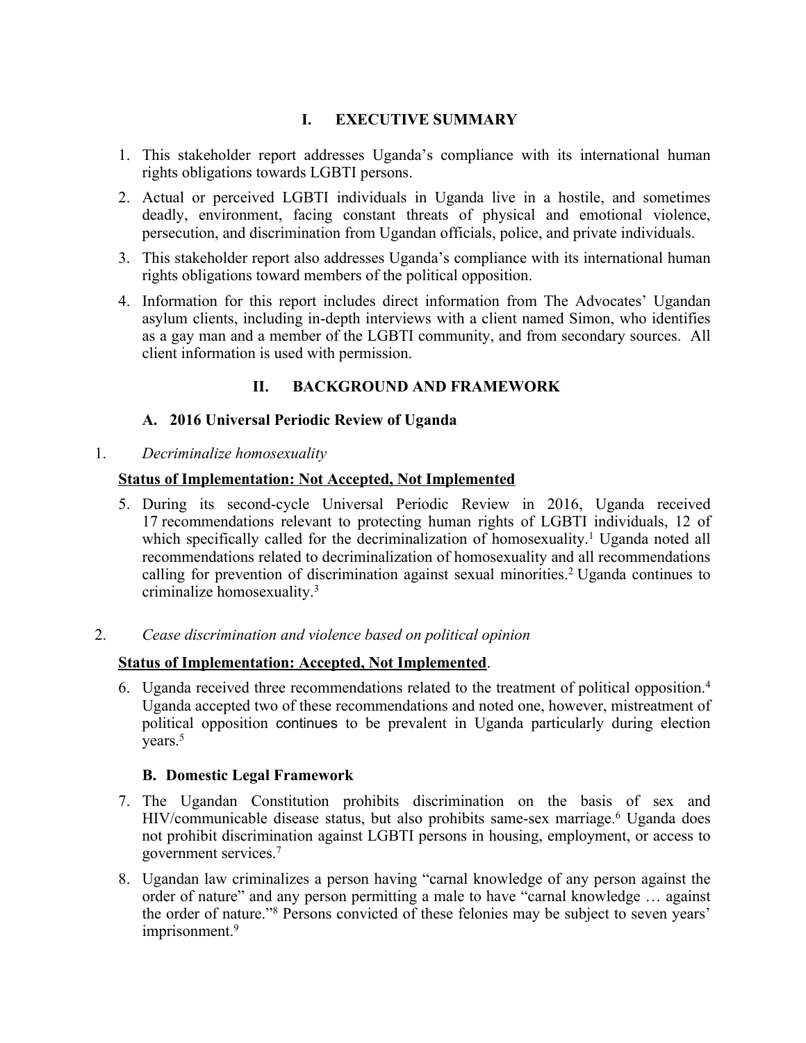## I. EXECUTIVE SUMMARY

1. This stakeholder report addresses Uganda's compliance with its international human rights obligations towards LGBTI persons.
2. Actual or perceived LGBTI individuals in Uganda live in a hostile, and sometimes deadly, environment, facing constant threats of physical and emotional violence, persecution, and discrimination from Ugandan officials, police, and private individuals.
3. This stakeholder report also addresses Uganda's compliance with its international human rights obligations toward members of the political opposition.
4. Information for this report includes direct information from The Advocates' Ugandan asylum clients, including in-depth interviews with a client named Simon, who identifies as a gay man and a member of the LGBTI community, and from secondary sources. All client information is used with permission.

## II. BACKGROUND AND FRAMEWORK

### A. 2016 Universal Periodic Review of Uganda

1. *Decriminalize homosexuality*

**Status of Implementation: Not Accepted, Not Implemented**

5. During its second-cycle Universal Periodic Review in 2016, Uganda received 17 recommendations relevant to protecting human rights of LGBTI individuals, 12 of which specifically called for the decriminalization of homosexuality.[1] Uganda noted all recommendations related to decriminalization of homosexuality and all recommendations calling for prevention of discrimination against sexual minorities.[2] Uganda continues to criminalize homosexuality.[3]

2. *Cease discrimination and violence based on political opinion*

**Status of Implementation: Accepted, Not Implemented**.

6. Uganda received three recommendations related to the treatment of political opposition.[4] Uganda accepted two of these recommendations and noted one, however, mistreatment of political opposition continues to be prevalent in Uganda particularly during election years.[5]

### B. Domestic Legal Framework

7. The Ugandan Constitution prohibits discrimination on the basis of sex and HIV/communicable disease status, but also prohibits same-sex marriage.[6] Uganda does not prohibit discrimination against LGBTI persons in housing, employment, or access to government services.[7]
8. Ugandan law criminalizes a person having "carnal knowledge of any person against the order of nature" and any person permitting a male to have "carnal knowledge … against the order of nature."[8] Persons convicted of these felonies may be subject to seven years' imprisonment.[9]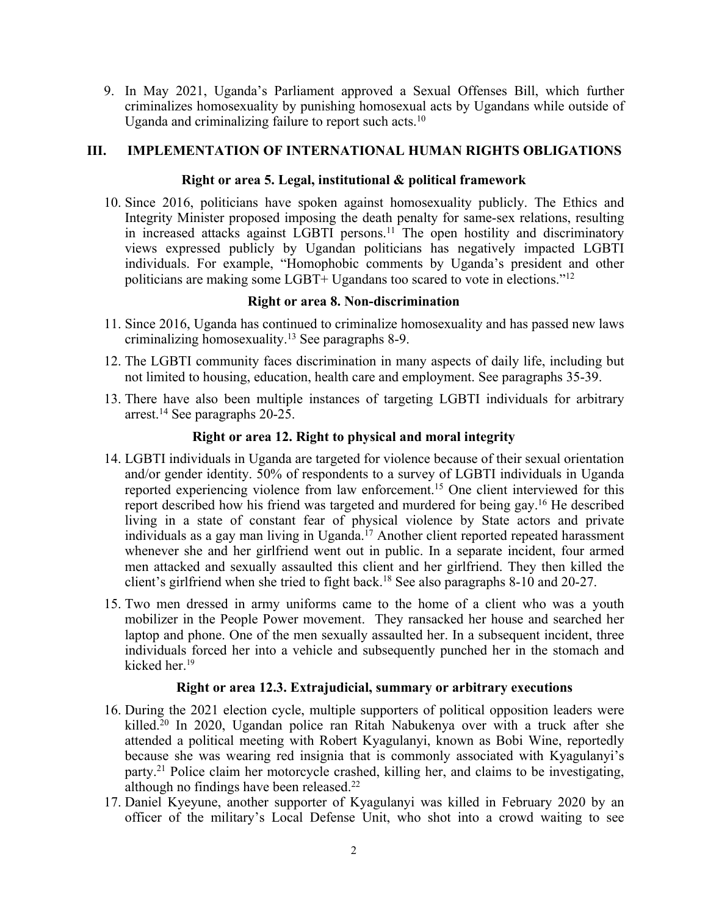9. In May 2021, Uganda's Parliament approved a Sexual Offenses Bill, which further criminalizes homosexuality by punishing homosexual acts by Ugandans while outside of Uganda and criminalizing failure to report such acts.[10]

## III. IMPLEMENTATION OF INTERNATIONAL HUMAN RIGHTS OBLIGATIONS

### Right or area 5. Legal, institutional & political framework

10. Since 2016, politicians have spoken against homosexuality publicly. The Ethics and Integrity Minister proposed imposing the death penalty for same-sex relations, resulting in increased attacks against LGBTI persons.[11] The open hostility and discriminatory views expressed publicly by Ugandan politicians has negatively impacted LGBTI individuals. For example, "Homophobic comments by Uganda's president and other politicians are making some LGBT+ Ugandans too scared to vote in elections."[12]

### Right or area 8. Non-discrimination

11. Since 2016, Uganda has continued to criminalize homosexuality and has passed new laws criminalizing homosexuality.[13] See paragraphs 8-9.
12. The LGBTI community faces discrimination in many aspects of daily life, including but not limited to housing, education, health care and employment. See paragraphs 35-39.
13. There have also been multiple instances of targeting LGBTI individuals for arbitrary arrest.[14] See paragraphs 20-25.

### Right or area 12. Right to physical and moral integrity

14. LGBTI individuals in Uganda are targeted for violence because of their sexual orientation and/or gender identity. 50% of respondents to a survey of LGBTI individuals in Uganda reported experiencing violence from law enforcement.[15] One client interviewed for this report described how his friend was targeted and murdered for being gay.[16] He described living in a state of constant fear of physical violence by State actors and private individuals as a gay man living in Uganda.[17] Another client reported repeated harassment whenever she and her girlfriend went out in public. In a separate incident, four armed men attacked and sexually assaulted this client and her girlfriend. They then killed the client's girlfriend when she tried to fight back.[18] See also paragraphs 8-10 and 20-27.
15. Two men dressed in army uniforms came to the home of a client who was a youth mobilizer in the People Power movement. They ransacked her house and searched her laptop and phone. One of the men sexually assaulted her. In a subsequent incident, three individuals forced her into a vehicle and subsequently punched her in the stomach and kicked her.[19]

### Right or area 12.3. Extrajudicial, summary or arbitrary executions

16. During the 2021 election cycle, multiple supporters of political opposition leaders were killed.[20] In 2020, Ugandan police ran Ritah Nabukenya over with a truck after she attended a political meeting with Robert Kyagulanyi, known as Bobi Wine, reportedly because she was wearing red insignia that is commonly associated with Kyagulanyi's party.[21] Police claim her motorcycle crashed, killing her, and claims to be investigating, although no findings have been released.[22]
17. Daniel Kyeyune, another supporter of Kyagulanyi was killed in February 2020 by an officer of the military's Local Defense Unit, who shot into a crowd waiting to see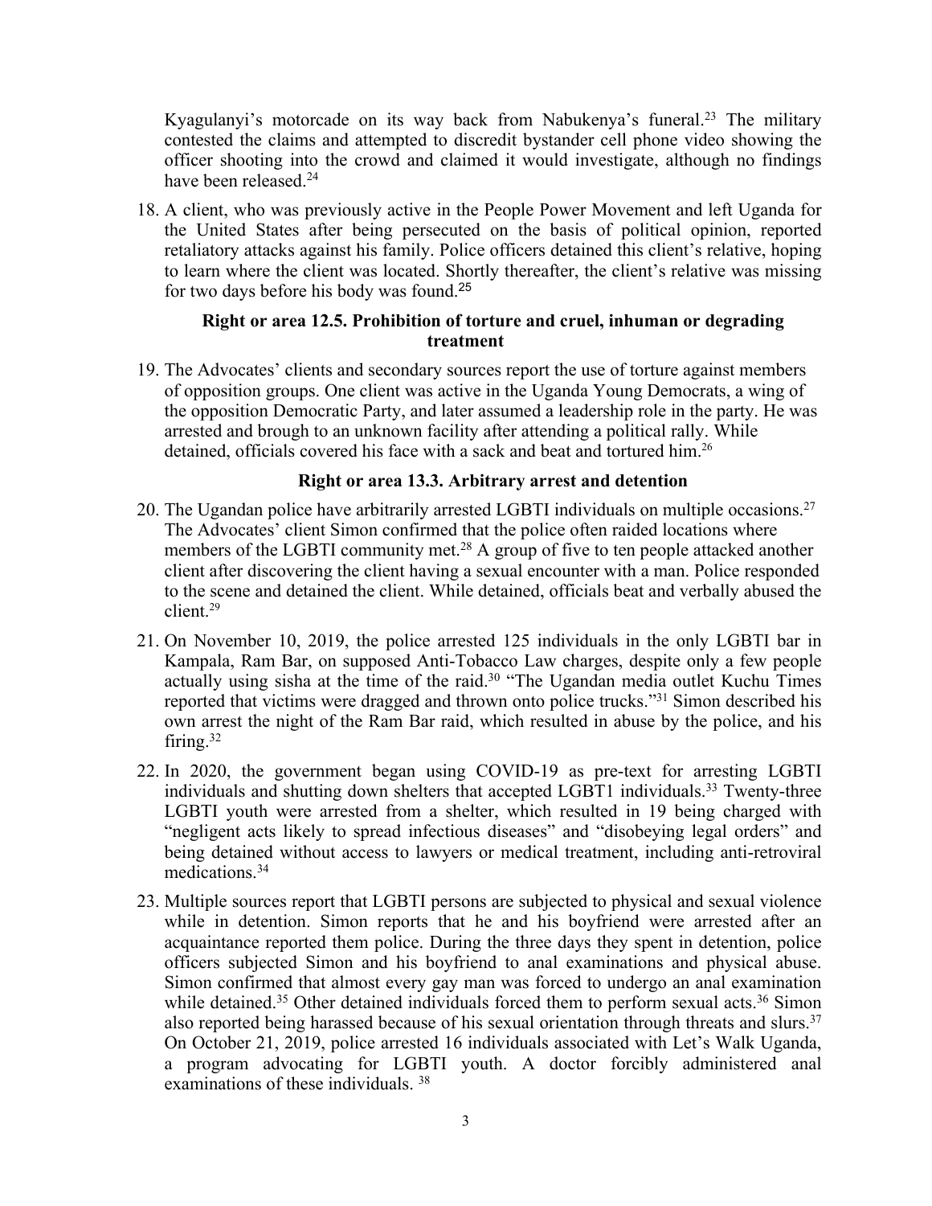Kyagulanyi's motorcade on its way back from Nabukenya's funeral.[23] The military contested the claims and attempted to discredit bystander cell phone video showing the officer shooting into the crowd and claimed it would investigate, although no findings have been released.[24]

18. A client, who was previously active in the People Power Movement and left Uganda for the United States after being persecuted on the basis of political opinion, reported retaliatory attacks against his family. Police officers detained this client's relative, hoping to learn where the client was located. Shortly thereafter, the client's relative was missing for two days before his body was found.[25]

**Right or area 12.5. Prohibition of torture and cruel, inhuman or degrading treatment**

19. The Advocates' clients and secondary sources report the use of torture against members of opposition groups. One client was active in the Uganda Young Democrats, a wing of the opposition Democratic Party, and later assumed a leadership role in the party. He was arrested and brough to an unknown facility after attending a political rally. While detained, officials covered his face with a sack and beat and tortured him.[26]

**Right or area 13.3. Arbitrary arrest and detention**

20. The Ugandan police have arbitrarily arrested LGBTI individuals on multiple occasions.[27] The Advocates' client Simon confirmed that the police often raided locations where members of the LGBTI community met.[28] A group of five to ten people attacked another client after discovering the client having a sexual encounter with a man. Police responded to the scene and detained the client. While detained, officials beat and verbally abused the client.[29]

21. On November 10, 2019, the police arrested 125 individuals in the only LGBTI bar in Kampala, Ram Bar, on supposed Anti-Tobacco Law charges, despite only a few people actually using sisha at the time of the raid.[30] "The Ugandan media outlet Kuchu Times reported that victims were dragged and thrown onto police trucks."[31] Simon described his own arrest the night of the Ram Bar raid, which resulted in abuse by the police, and his firing.[32]

22. In 2020, the government began using COVID-19 as pre-text for arresting LGBTI individuals and shutting down shelters that accepted LGBT1 individuals.[33] Twenty-three LGBTI youth were arrested from a shelter, which resulted in 19 being charged with "negligent acts likely to spread infectious diseases" and "disobeying legal orders" and being detained without access to lawyers or medical treatment, including anti-retroviral medications.[34]

23. Multiple sources report that LGBTI persons are subjected to physical and sexual violence while in detention. Simon reports that he and his boyfriend were arrested after an acquaintance reported them police. During the three days they spent in detention, police officers subjected Simon and his boyfriend to anal examinations and physical abuse. Simon confirmed that almost every gay man was forced to undergo an anal examination while detained.[35] Other detained individuals forced them to perform sexual acts.[36] Simon also reported being harassed because of his sexual orientation through threats and slurs.[37] On October 21, 2019, police arrested 16 individuals associated with Let's Walk Uganda, a program advocating for LGBTI youth. A doctor forcibly administered anal examinations of these individuals.[38]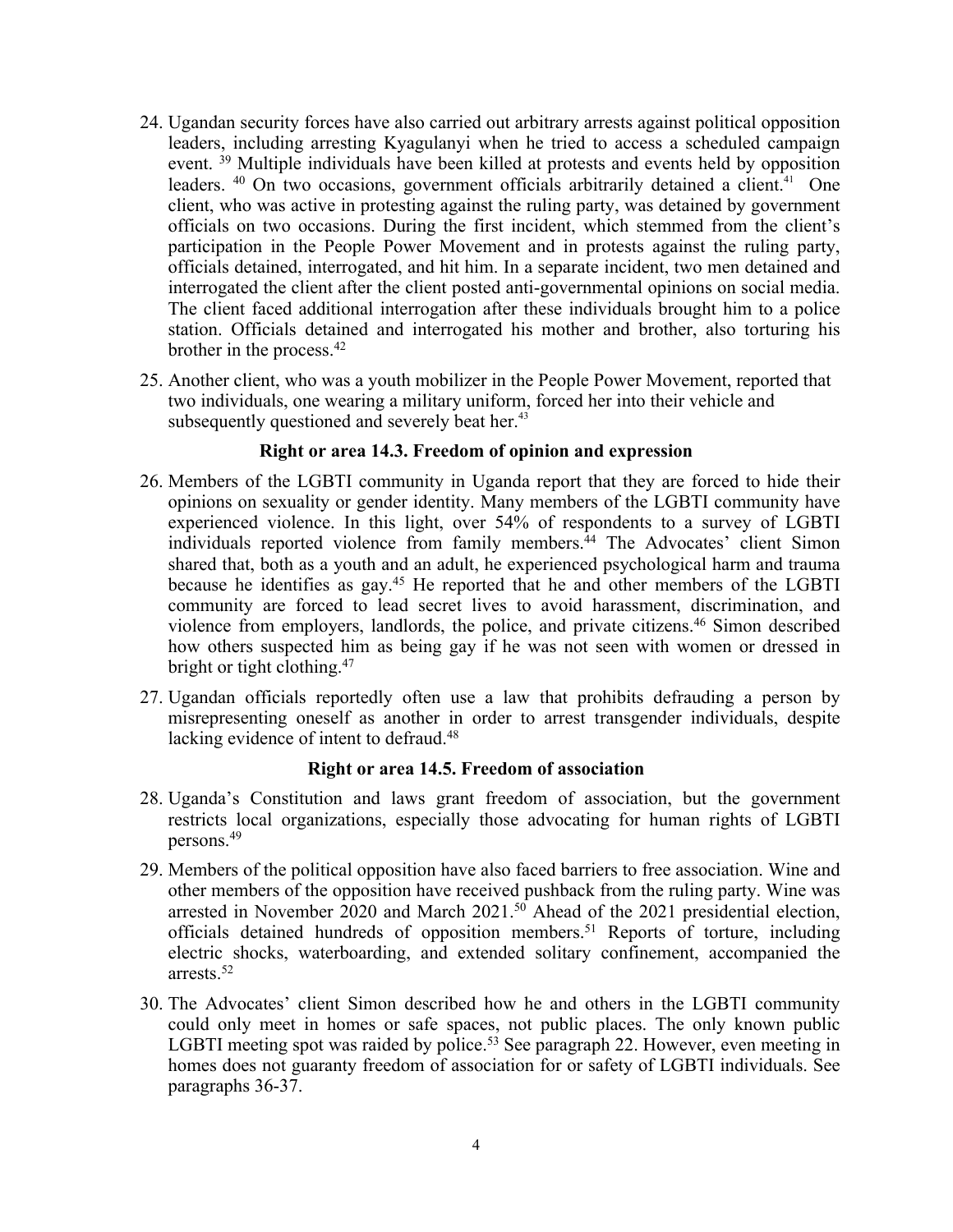24. Ugandan security forces have also carried out arbitrary arrests against political opposition leaders, including arresting Kyagulanyi when he tried to access a scheduled campaign event. [39] Multiple individuals have been killed at protests and events held by opposition leaders. [40] On two occasions, government officials arbitrarily detained a client.[41] One client, who was active in protesting against the ruling party, was detained by government officials on two occasions. During the first incident, which stemmed from the client's participation in the People Power Movement and in protests against the ruling party, officials detained, interrogated, and hit him. In a separate incident, two men detained and interrogated the client after the client posted anti-governmental opinions on social media. The client faced additional interrogation after these individuals brought him to a police station. Officials detained and interrogated his mother and brother, also torturing his brother in the process.[42]

25. Another client, who was a youth mobilizer in the People Power Movement, reported that two individuals, one wearing a military uniform, forced her into their vehicle and subsequently questioned and severely beat her.[43]

### Right or area 14.3. Freedom of opinion and expression

26. Members of the LGBTI community in Uganda report that they are forced to hide their opinions on sexuality or gender identity. Many members of the LGBTI community have experienced violence. In this light, over 54% of respondents to a survey of LGBTI individuals reported violence from family members.[44] The Advocates' client Simon shared that, both as a youth and an adult, he experienced psychological harm and trauma because he identifies as gay.[45] He reported that he and other members of the LGBTI community are forced to lead secret lives to avoid harassment, discrimination, and violence from employers, landlords, the police, and private citizens.[46] Simon described how others suspected him as being gay if he was not seen with women or dressed in bright or tight clothing.[47]

27. Ugandan officials reportedly often use a law that prohibits defrauding a person by misrepresenting oneself as another in order to arrest transgender individuals, despite lacking evidence of intent to defraud.[48]

### Right or area 14.5. Freedom of association

28. Uganda's Constitution and laws grant freedom of association, but the government restricts local organizations, especially those advocating for human rights of LGBTI persons.[49]

29. Members of the political opposition have also faced barriers to free association. Wine and other members of the opposition have received pushback from the ruling party. Wine was arrested in November 2020 and March 2021.[50] Ahead of the 2021 presidential election, officials detained hundreds of opposition members.[51] Reports of torture, including electric shocks, waterboarding, and extended solitary confinement, accompanied the arrests.[52]

30. The Advocates' client Simon described how he and others in the LGBTI community could only meet in homes or safe spaces, not public places. The only known public LGBTI meeting spot was raided by police.[53] See paragraph 22. However, even meeting in homes does not guaranty freedom of association for or safety of LGBTI individuals. See paragraphs 36-37.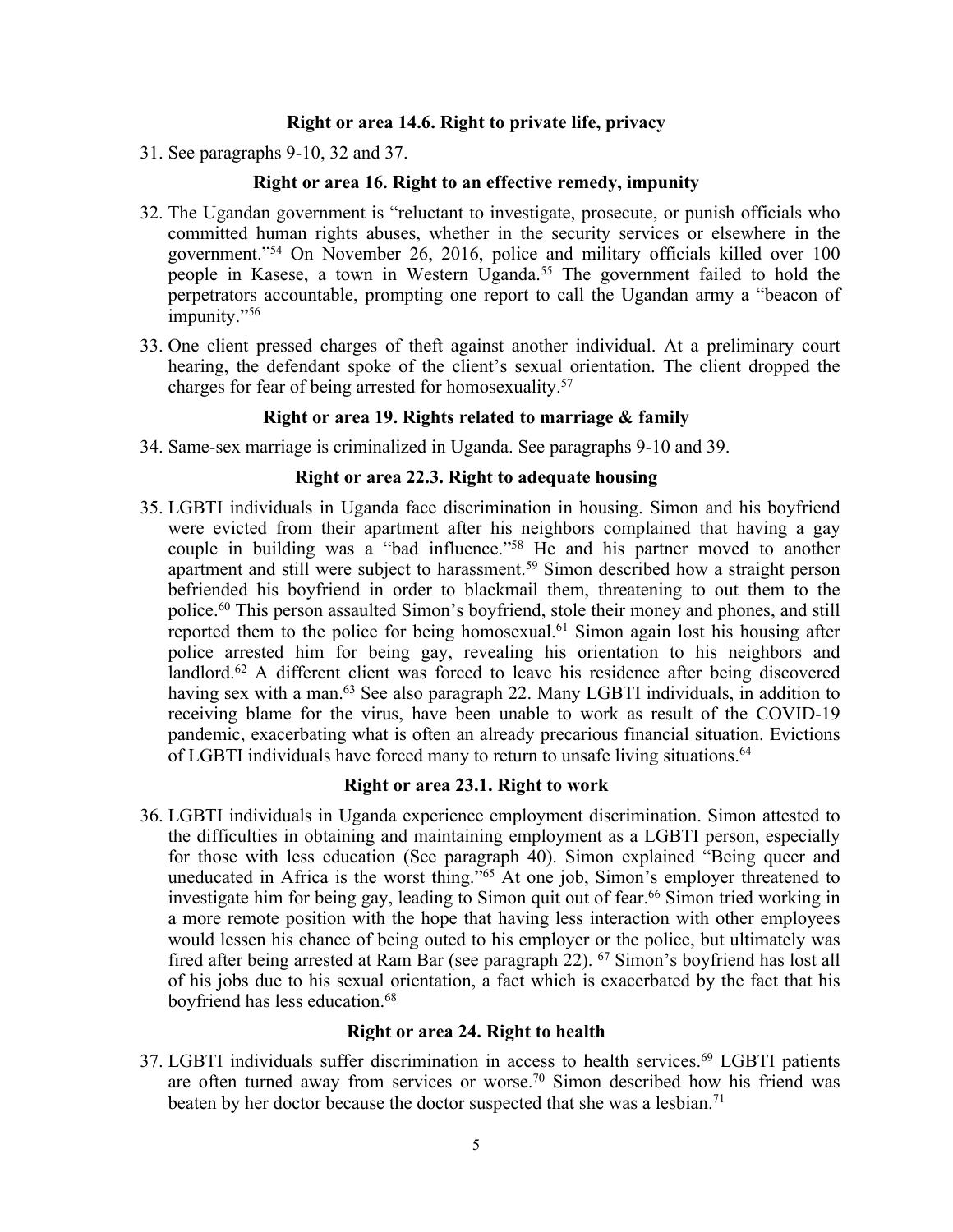### Right or area 14.6. Right to private life, privacy

31. See paragraphs 9-10, 32 and 37.

### Right or area 16. Right to an effective remedy, impunity

32. The Ugandan government is "reluctant to investigate, prosecute, or punish officials who committed human rights abuses, whether in the security services or elsewhere in the government."[54] On November 26, 2016, police and military officials killed over 100 people in Kasese, a town in Western Uganda.[55] The government failed to hold the perpetrators accountable, prompting one report to call the Ugandan army a "beacon of impunity."[56]

33. One client pressed charges of theft against another individual. At a preliminary court hearing, the defendant spoke of the client's sexual orientation. The client dropped the charges for fear of being arrested for homosexuality.[57]

### Right or area 19. Rights related to marriage & family

34. Same-sex marriage is criminalized in Uganda. See paragraphs 9-10 and 39.

### Right or area 22.3. Right to adequate housing

35. LGBTI individuals in Uganda face discrimination in housing. Simon and his boyfriend were evicted from their apartment after his neighbors complained that having a gay couple in building was a "bad influence."[58] He and his partner moved to another apartment and still were subject to harassment.[59] Simon described how a straight person befriended his boyfriend in order to blackmail them, threatening to out them to the police.[60] This person assaulted Simon's boyfriend, stole their money and phones, and still reported them to the police for being homosexual.[61] Simon again lost his housing after police arrested him for being gay, revealing his orientation to his neighbors and landlord.[62] A different client was forced to leave his residence after being discovered having sex with a man.[63] See also paragraph 22. Many LGBTI individuals, in addition to receiving blame for the virus, have been unable to work as result of the COVID-19 pandemic, exacerbating what is often an already precarious financial situation. Evictions of LGBTI individuals have forced many to return to unsafe living situations.[64]

### Right or area 23.1. Right to work

36. LGBTI individuals in Uganda experience employment discrimination. Simon attested to the difficulties in obtaining and maintaining employment as a LGBTI person, especially for those with less education (See paragraph 40). Simon explained "Being queer and uneducated in Africa is the worst thing."[65] At one job, Simon's employer threatened to investigate him for being gay, leading to Simon quit out of fear.[66] Simon tried working in a more remote position with the hope that having less interaction with other employees would lessen his chance of being outed to his employer or the police, but ultimately was fired after being arrested at Ram Bar (see paragraph 22). [67] Simon's boyfriend has lost all of his jobs due to his sexual orientation, a fact which is exacerbated by the fact that his boyfriend has less education.[68]

### Right or area 24. Right to health

37. LGBTI individuals suffer discrimination in access to health services.[69] LGBTI patients are often turned away from services or worse.[70] Simon described how his friend was beaten by her doctor because the doctor suspected that she was a lesbian.[71]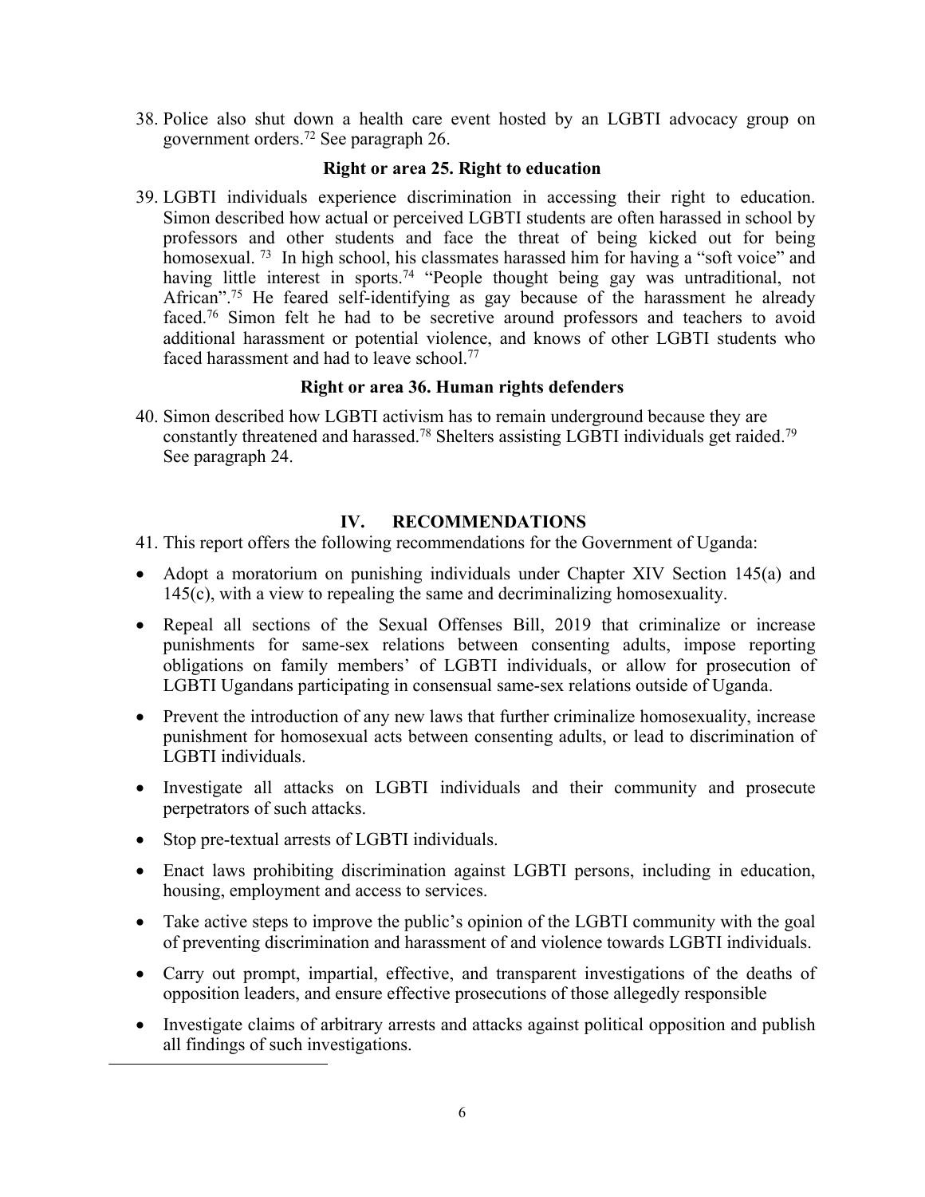38. Police also shut down a health care event hosted by an LGBTI advocacy group on government orders.[72] See paragraph 26.

### Right or area 25. Right to education

39. LGBTI individuals experience discrimination in accessing their right to education. Simon described how actual or perceived LGBTI students are often harassed in school by professors and other students and face the threat of being kicked out for being homosexual. [73] In high school, his classmates harassed him for having a "soft voice" and having little interest in sports.[74] "People thought being gay was untraditional, not African".[75] He feared self-identifying as gay because of the harassment he already faced.[76] Simon felt he had to be secretive around professors and teachers to avoid additional harassment or potential violence, and knows of other LGBTI students who faced harassment and had to leave school.[77]

### Right or area 36. Human rights defenders

40. Simon described how LGBTI activism has to remain underground because they are constantly threatened and harassed.[78] Shelters assisting LGBTI individuals get raided.[79] See paragraph 24.

## IV. RECOMMENDATIONS

41. This report offers the following recommendations for the Government of Uganda:

- Adopt a moratorium on punishing individuals under Chapter XIV Section 145(a) and 145(c), with a view to repealing the same and decriminalizing homosexuality.
- Repeal all sections of the Sexual Offenses Bill, 2019 that criminalize or increase punishments for same-sex relations between consenting adults, impose reporting obligations on family members' of LGBTI individuals, or allow for prosecution of LGBTI Ugandans participating in consensual same-sex relations outside of Uganda.
- Prevent the introduction of any new laws that further criminalize homosexuality, increase punishment for homosexual acts between consenting adults, or lead to discrimination of LGBTI individuals.
- Investigate all attacks on LGBTI individuals and their community and prosecute perpetrators of such attacks.
- Stop pre-textual arrests of LGBTI individuals.
- Enact laws prohibiting discrimination against LGBTI persons, including in education, housing, employment and access to services.
- Take active steps to improve the public's opinion of the LGBTI community with the goal of preventing discrimination and harassment of and violence towards LGBTI individuals.
- Carry out prompt, impartial, effective, and transparent investigations of the deaths of opposition leaders, and ensure effective prosecutions of those allegedly responsible
- Investigate claims of arbitrary arrests and attacks against political opposition and publish all findings of such investigations.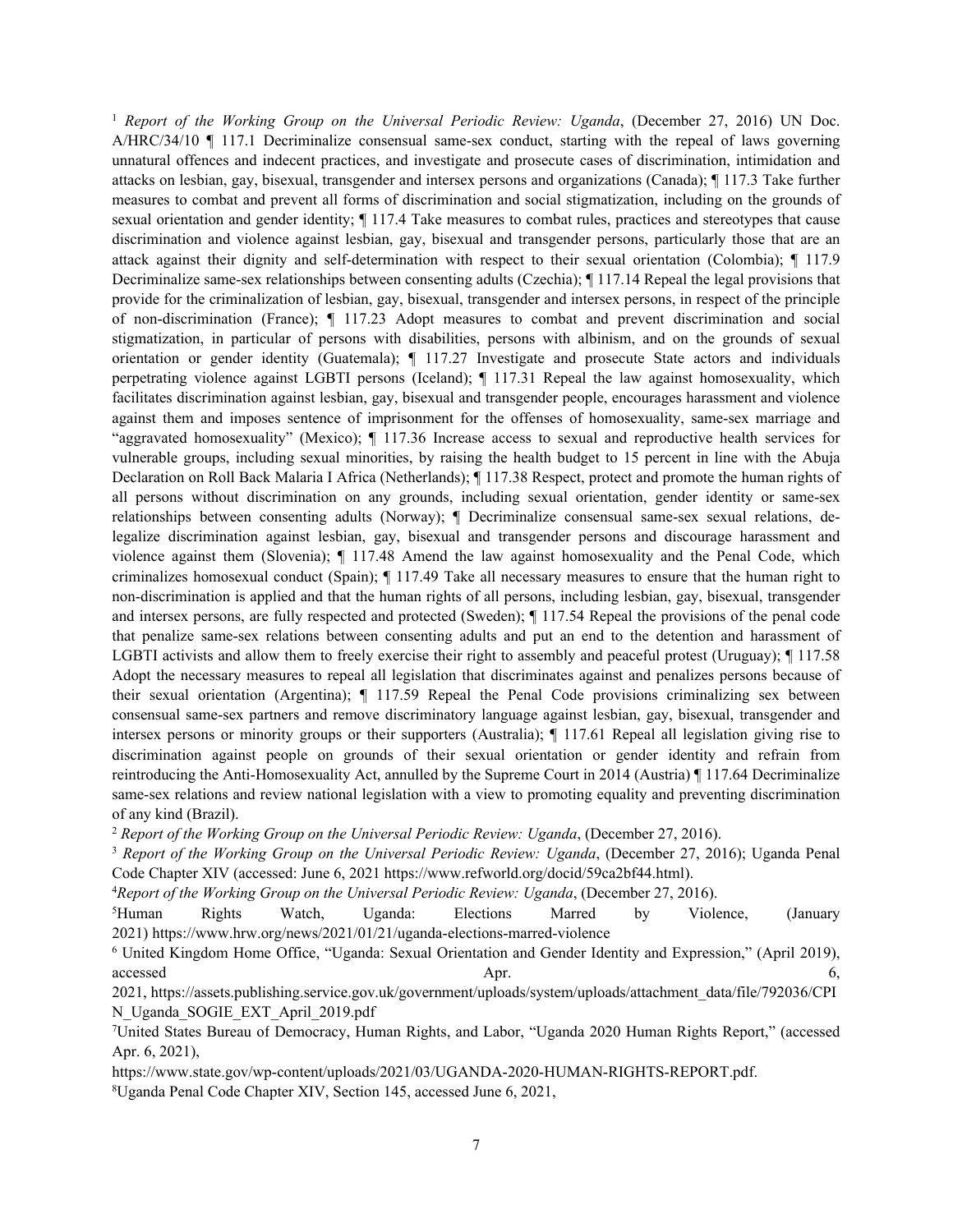[1] *Report of the Working Group on the Universal Periodic Review: Uganda*, (December 27, 2016) UN Doc. A/HRC/34/10 ¶ 117.1 Decriminalize consensual same-sex conduct, starting with the repeal of laws governing unnatural offences and indecent practices, and investigate and prosecute cases of discrimination, intimidation and attacks on lesbian, gay, bisexual, transgender and intersex persons and organizations (Canada); ¶ 117.3 Take further measures to combat and prevent all forms of discrimination and social stigmatization, including on the grounds of sexual orientation and gender identity; ¶ 117.4 Take measures to combat rules, practices and stereotypes that cause discrimination and violence against lesbian, gay, bisexual and transgender persons, particularly those that are an attack against their dignity and self-determination with respect to their sexual orientation (Colombia); ¶ 117.9 Decriminalize same-sex relationships between consenting adults (Czechia); ¶ 117.14 Repeal the legal provisions that provide for the criminalization of lesbian, gay, bisexual, transgender and intersex persons, in respect of the principle of non-discrimination (France); ¶ 117.23 Adopt measures to combat and prevent discrimination and social stigmatization, in particular of persons with disabilities, persons with albinism, and on the grounds of sexual orientation or gender identity (Guatemala); ¶ 117.27 Investigate and prosecute State actors and individuals perpetrating violence against LGBTI persons (Iceland); ¶ 117.31 Repeal the law against homosexuality, which facilitates discrimination against lesbian, gay, bisexual and transgender people, encourages harassment and violence against them and imposes sentence of imprisonment for the offenses of homosexuality, same-sex marriage and "aggravated homosexuality" (Mexico); ¶ 117.36 Increase access to sexual and reproductive health services for vulnerable groups, including sexual minorities, by raising the health budget to 15 percent in line with the Abuja Declaration on Roll Back Malaria I Africa (Netherlands); ¶ 117.38 Respect, protect and promote the human rights of all persons without discrimination on any grounds, including sexual orientation, gender identity or same-sex relationships between consenting adults (Norway); ¶ Decriminalize consensual same-sex sexual relations, de-legalize discrimination against lesbian, gay, bisexual and transgender persons and discourage harassment and violence against them (Slovenia); ¶ 117.48 Amend the law against homosexuality and the Penal Code, which criminalizes homosexual conduct (Spain); ¶ 117.49 Take all necessary measures to ensure that the human right to non-discrimination is applied and that the human rights of all persons, including lesbian, gay, bisexual, transgender and intersex persons, are fully respected and protected (Sweden); ¶ 117.54 Repeal the provisions of the penal code that penalize same-sex relations between consenting adults and put an end to the detention and harassment of LGBTI activists and allow them to freely exercise their right to assembly and peaceful protest (Uruguay); ¶ 117.58 Adopt the necessary measures to repeal all legislation that discriminates against and penalizes persons because of their sexual orientation (Argentina); ¶ 117.59 Repeal the Penal Code provisions criminalizing sex between consensual same-sex partners and remove discriminatory language against lesbian, gay, bisexual, transgender and intersex persons or minority groups or their supporters (Australia); ¶ 117.61 Repeal all legislation giving rise to discrimination against people on grounds of their sexual orientation or gender identity and refrain from reintroducing the Anti-Homosexuality Act, annulled by the Supreme Court in 2014 (Austria) ¶ 117.64 Decriminalize same-sex relations and review national legislation with a view to promoting equality and preventing discrimination of any kind (Brazil).

[2] *Report of the Working Group on the Universal Periodic Review: Uganda*, (December 27, 2016).

[3] *Report of the Working Group on the Universal Periodic Review: Uganda*, (December 27, 2016); Uganda Penal Code Chapter XIV (accessed: June 6, 2021 https://www.refworld.org/docid/59ca2bf44.html).

[4] *Report of the Working Group on the Universal Periodic Review: Uganda*, (December 27, 2016).

[5] Human Rights Watch, Uganda: Elections Marred by Violence, (January 2021) https://www.hrw.org/news/2021/01/21/uganda-elections-marred-violence

[6] United Kingdom Home Office, "Uganda: Sexual Orientation and Gender Identity and Expression," (April 2019), accessed Apr. 6, 2021, https://assets.publishing.service.gov.uk/government/uploads/system/uploads/attachment_data/file/792036/CPIN_Uganda_SOGIE_EXT_April_2019.pdf

[7] United States Bureau of Democracy, Human Rights, and Labor, "Uganda 2020 Human Rights Report," (accessed Apr. 6, 2021), https://www.state.gov/wp-content/uploads/2021/03/UGANDA-2020-HUMAN-RIGHTS-REPORT.pdf.

[8] Uganda Penal Code Chapter XIV, Section 145, accessed June 6, 2021,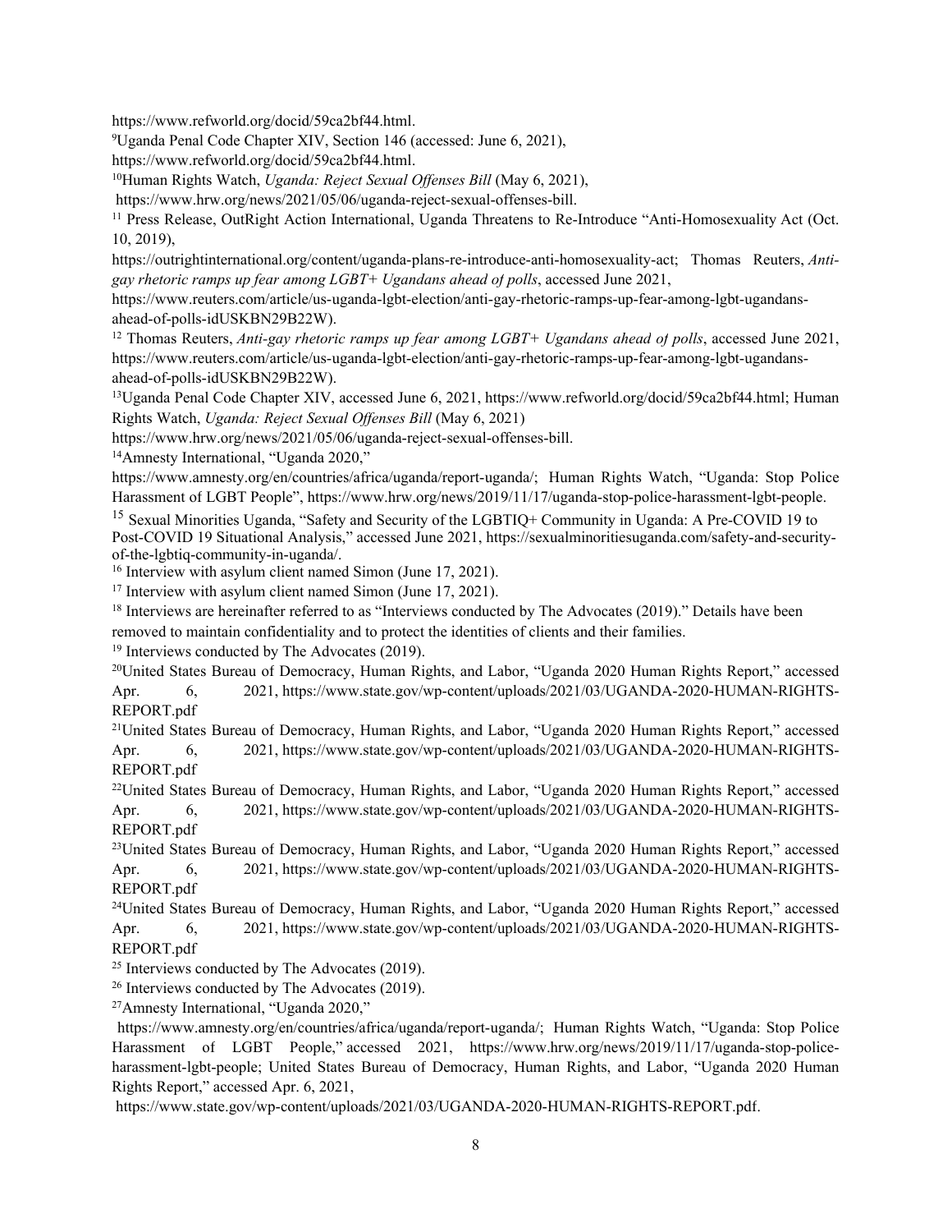https://www.refworld.org/docid/59ca2bf44.html.

[9]Uganda Penal Code Chapter XIV, Section 146 (accessed: June 6, 2021), https://www.refworld.org/docid/59ca2bf44.html.

[10]Human Rights Watch, *Uganda: Reject Sexual Offenses Bill* (May 6, 2021), https://www.hrw.org/news/2021/05/06/uganda-reject-sexual-offenses-bill.

[11] Press Release, OutRight Action International, Uganda Threatens to Re-Introduce "Anti-Homosexuality Act (Oct. 10, 2019), https://outrightinternational.org/content/uganda-plans-re-introduce-anti-homosexuality-act; Thomas Reuters, *Anti-gay rhetoric ramps up fear among LGBT+ Ugandans ahead of polls*, accessed June 2021, https://www.reuters.com/article/us-uganda-lgbt-election/anti-gay-rhetoric-ramps-up-fear-among-lgbt-ugandans-ahead-of-polls-idUSKBN29B22W).

[12] Thomas Reuters, *Anti-gay rhetoric ramps up fear among LGBT+ Ugandans ahead of polls*, accessed June 2021, https://www.reuters.com/article/us-uganda-lgbt-election/anti-gay-rhetoric-ramps-up-fear-among-lgbt-ugandans-ahead-of-polls-idUSKBN29B22W).

[13]Uganda Penal Code Chapter XIV, accessed June 6, 2021, https://www.refworld.org/docid/59ca2bf44.html; Human Rights Watch, *Uganda: Reject Sexual Offenses Bill* (May 6, 2021) https://www.hrw.org/news/2021/05/06/uganda-reject-sexual-offenses-bill.

[14]Amnesty International, "Uganda 2020," https://www.amnesty.org/en/countries/africa/uganda/report-uganda/; Human Rights Watch, "Uganda: Stop Police Harassment of LGBT People", https://www.hrw.org/news/2019/11/17/uganda-stop-police-harassment-lgbt-people.

[15] Sexual Minorities Uganda, "Safety and Security of the LGBTIQ+ Community in Uganda: A Pre-COVID 19 to Post-COVID 19 Situational Analysis," accessed June 2021, https://sexualminoritiesuganda.com/safety-and-security-of-the-lgbtiq-community-in-uganda/.

[16] Interview with asylum client named Simon (June 17, 2021).

[17] Interview with asylum client named Simon (June 17, 2021).

[18] Interviews are hereinafter referred to as "Interviews conducted by The Advocates (2019)." Details have been removed to maintain confidentiality and to protect the identities of clients and their families.

[19] Interviews conducted by The Advocates (2019).

[20]United States Bureau of Democracy, Human Rights, and Labor, "Uganda 2020 Human Rights Report," accessed Apr. 6, 2021, https://www.state.gov/wp-content/uploads/2021/03/UGANDA-2020-HUMAN-RIGHTS-REPORT.pdf

[21]United States Bureau of Democracy, Human Rights, and Labor, "Uganda 2020 Human Rights Report," accessed Apr. 6, 2021, https://www.state.gov/wp-content/uploads/2021/03/UGANDA-2020-HUMAN-RIGHTS-REPORT.pdf

[22]United States Bureau of Democracy, Human Rights, and Labor, "Uganda 2020 Human Rights Report," accessed Apr. 6, 2021, https://www.state.gov/wp-content/uploads/2021/03/UGANDA-2020-HUMAN-RIGHTS-REPORT.pdf

[23]United States Bureau of Democracy, Human Rights, and Labor, "Uganda 2020 Human Rights Report," accessed Apr. 6, 2021, https://www.state.gov/wp-content/uploads/2021/03/UGANDA-2020-HUMAN-RIGHTS-REPORT.pdf

[24]United States Bureau of Democracy, Human Rights, and Labor, "Uganda 2020 Human Rights Report," accessed Apr. 6, 2021, https://www.state.gov/wp-content/uploads/2021/03/UGANDA-2020-HUMAN-RIGHTS-REPORT.pdf

[25] Interviews conducted by The Advocates (2019).

[26] Interviews conducted by The Advocates (2019).

[27]Amnesty International, "Uganda 2020," https://www.amnesty.org/en/countries/africa/uganda/report-uganda/; Human Rights Watch, "Uganda: Stop Police Harassment of LGBT People," accessed 2021, https://www.hrw.org/news/2019/11/17/uganda-stop-police-harassment-lgbt-people; United States Bureau of Democracy, Human Rights, and Labor, "Uganda 2020 Human Rights Report," accessed Apr. 6, 2021, https://www.state.gov/wp-content/uploads/2021/03/UGANDA-2020-HUMAN-RIGHTS-REPORT.pdf.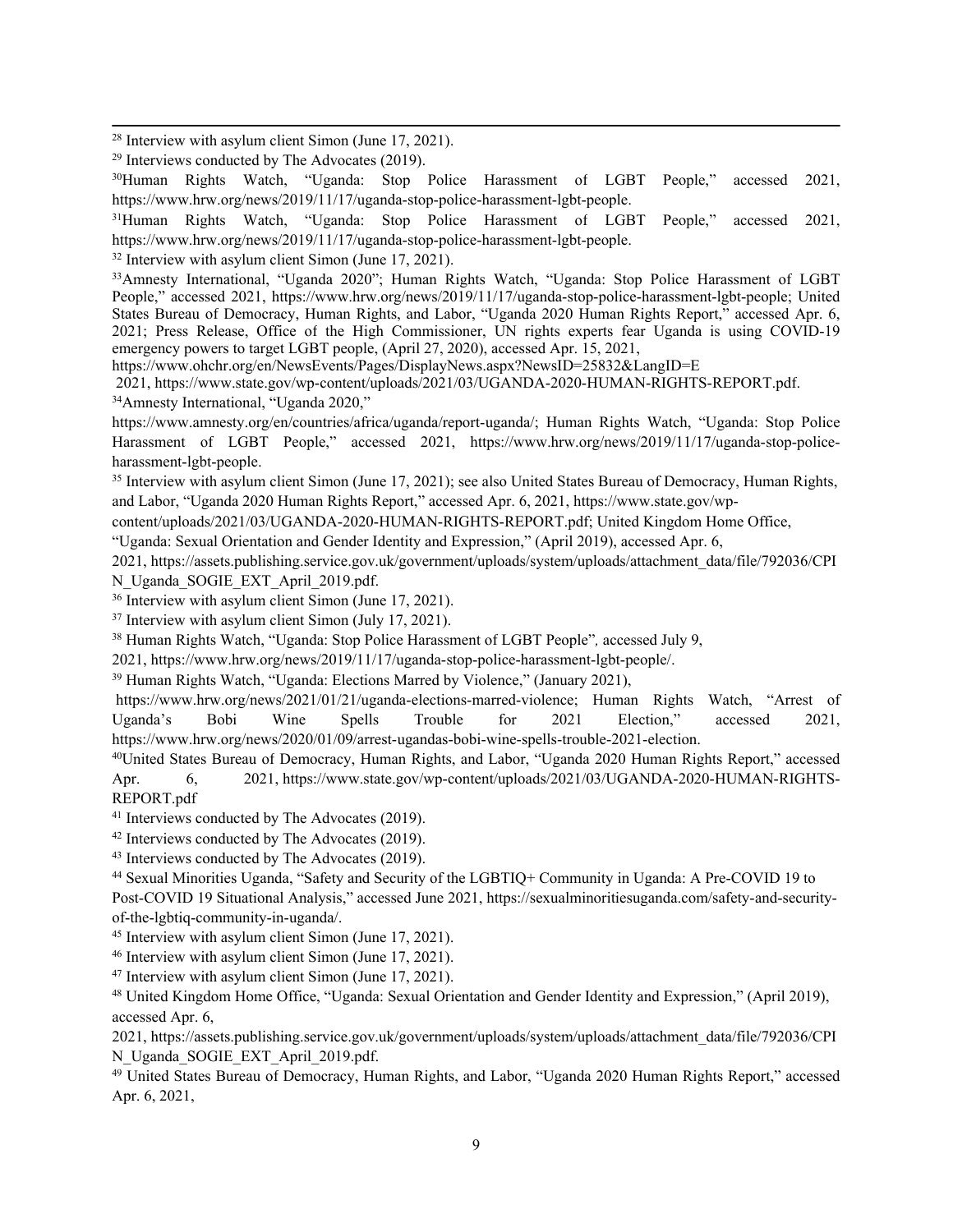[28] Interview with asylum client Simon (June 17, 2021).

[29] Interviews conducted by The Advocates (2019).

[30] Human Rights Watch, "Uganda: Stop Police Harassment of LGBT People," accessed 2021, https://www.hrw.org/news/2019/11/17/uganda-stop-police-harassment-lgbt-people.

[31] Human Rights Watch, "Uganda: Stop Police Harassment of LGBT People," accessed 2021, https://www.hrw.org/news/2019/11/17/uganda-stop-police-harassment-lgbt-people.

[32] Interview with asylum client Simon (June 17, 2021).

[33] Amnesty International, "Uganda 2020"; Human Rights Watch, "Uganda: Stop Police Harassment of LGBT People," accessed 2021, https://www.hrw.org/news/2019/11/17/uganda-stop-police-harassment-lgbt-people; United States Bureau of Democracy, Human Rights, and Labor, "Uganda 2020 Human Rights Report," accessed Apr. 6, 2021; Press Release, Office of the High Commissioner, UN rights experts fear Uganda is using COVID-19 emergency powers to target LGBT people, (April 27, 2020), accessed Apr. 15, 2021, https://www.ohchr.org/en/NewsEvents/Pages/DisplayNews.aspx?NewsID=25832&LangID=E
2021, https://www.state.gov/wp-content/uploads/2021/03/UGANDA-2020-HUMAN-RIGHTS-REPORT.pdf.

[34] Amnesty International, "Uganda 2020," https://www.amnesty.org/en/countries/africa/uganda/report-uganda/; Human Rights Watch, "Uganda: Stop Police Harassment of LGBT People," accessed 2021, https://www.hrw.org/news/2019/11/17/uganda-stop-police-harassment-lgbt-people.

[35] Interview with asylum client Simon (June 17, 2021); see also United States Bureau of Democracy, Human Rights, and Labor, "Uganda 2020 Human Rights Report," accessed Apr. 6, 2021, https://www.state.gov/wp-content/uploads/2021/03/UGANDA-2020-HUMAN-RIGHTS-REPORT.pdf; United Kingdom Home Office, "Uganda: Sexual Orientation and Gender Identity and Expression," (April 2019), accessed Apr. 6, 2021, https://assets.publishing.service.gov.uk/government/uploads/system/uploads/attachment_data/file/792036/CPIN_Uganda_SOGIE_EXT_April_2019.pdf.

[36] Interview with asylum client Simon (June 17, 2021).

[37] Interview with asylum client Simon (July 17, 2021).

[38] Human Rights Watch, "Uganda: Stop Police Harassment of LGBT People", accessed July 9, 2021, https://www.hrw.org/news/2019/11/17/uganda-stop-police-harassment-lgbt-people/.

[39] Human Rights Watch, "Uganda: Elections Marred by Violence," (January 2021), https://www.hrw.org/news/2021/01/21/uganda-elections-marred-violence; Human Rights Watch, "Arrest of Uganda's Bobi Wine Spells Trouble for 2021 Election," accessed 2021, https://www.hrw.org/news/2020/01/09/arrest-ugandas-bobi-wine-spells-trouble-2021-election.

[40] United States Bureau of Democracy, Human Rights, and Labor, "Uganda 2020 Human Rights Report," accessed Apr. 6, 2021, https://www.state.gov/wp-content/uploads/2021/03/UGANDA-2020-HUMAN-RIGHTS-REPORT.pdf

[41] Interviews conducted by The Advocates (2019).

[42] Interviews conducted by The Advocates (2019).

[43] Interviews conducted by The Advocates (2019).

[44] Sexual Minorities Uganda, "Safety and Security of the LGBTIQ+ Community in Uganda: A Pre-COVID 19 to Post-COVID 19 Situational Analysis," accessed June 2021, https://sexualminoritiesuganda.com/safety-and-security-of-the-lgbtiq-community-in-uganda/.

[45] Interview with asylum client Simon (June 17, 2021).

[46] Interview with asylum client Simon (June 17, 2021).

[47] Interview with asylum client Simon (June 17, 2021).

[48] United Kingdom Home Office, "Uganda: Sexual Orientation and Gender Identity and Expression," (April 2019), accessed Apr. 6, 2021, https://assets.publishing.service.gov.uk/government/uploads/system/uploads/attachment_data/file/792036/CPIN_Uganda_SOGIE_EXT_April_2019.pdf.

[49] United States Bureau of Democracy, Human Rights, and Labor, "Uganda 2020 Human Rights Report," accessed Apr. 6, 2021,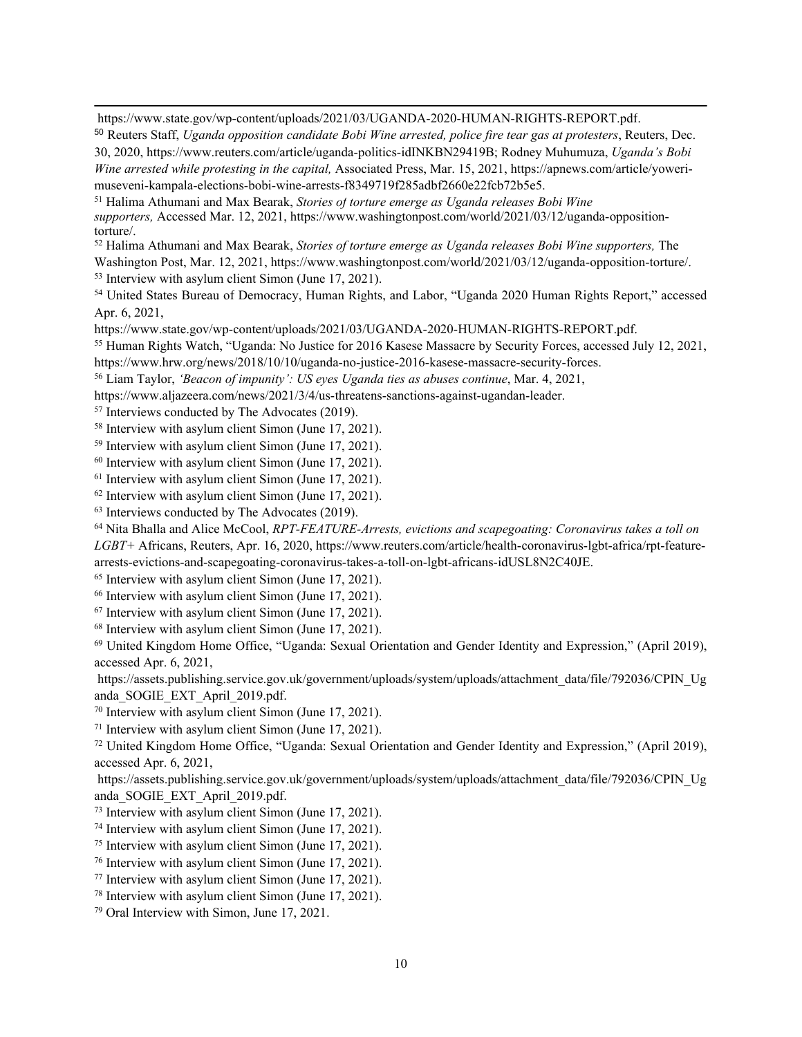https://www.state.gov/wp-content/uploads/2021/03/UGANDA-2020-HUMAN-RIGHTS-REPORT.pdf.

[50] Reuters Staff, *Uganda opposition candidate Bobi Wine arrested, police fire tear gas at protesters*, Reuters, Dec. 30, 2020, https://www.reuters.com/article/uganda-politics-idINKBN29419B; Rodney Muhumuza, *Uganda's Bobi Wine arrested while protesting in the capital,* Associated Press, Mar. 15, 2021, https://apnews.com/article/yoweri-museveni-kampala-elections-bobi-wine-arrests-f8349719f285adbf2660e22fcb72b5e5.

[51] Halima Athumani and Max Bearak, *Stories of torture emerge as Uganda releases Bobi Wine supporters,* Accessed Mar. 12, 2021, https://www.washingtonpost.com/world/2021/03/12/uganda-opposition-torture/.

[52] Halima Athumani and Max Bearak, *Stories of torture emerge as Uganda releases Bobi Wine supporters,* The Washington Post, Mar. 12, 2021, https://www.washingtonpost.com/world/2021/03/12/uganda-opposition-torture/.

[53] Interview with asylum client Simon (June 17, 2021).

[54] United States Bureau of Democracy, Human Rights, and Labor, "Uganda 2020 Human Rights Report," accessed Apr. 6, 2021, https://www.state.gov/wp-content/uploads/2021/03/UGANDA-2020-HUMAN-RIGHTS-REPORT.pdf.

[55] Human Rights Watch, "Uganda: No Justice for 2016 Kasese Massacre by Security Forces, accessed July 12, 2021, https://www.hrw.org/news/2018/10/10/uganda-no-justice-2016-kasese-massacre-security-forces.

[56] Liam Taylor, *'Beacon of impunity': US eyes Uganda ties as abuses continue*, Mar. 4, 2021, https://www.aljazeera.com/news/2021/3/4/us-threatens-sanctions-against-ugandan-leader.

[57] Interviews conducted by The Advocates (2019).

[58] Interview with asylum client Simon (June 17, 2021).

[59] Interview with asylum client Simon (June 17, 2021).

[60] Interview with asylum client Simon (June 17, 2021).

[61] Interview with asylum client Simon (June 17, 2021).

[62] Interview with asylum client Simon (June 17, 2021).

[63] Interviews conducted by The Advocates (2019).

[64] Nita Bhalla and Alice McCool, *RPT-FEATURE-Arrests, evictions and scapegoating: Coronavirus takes a toll on LGBT+* Africans, Reuters, Apr. 16, 2020, https://www.reuters.com/article/health-coronavirus-lgbt-africa/rpt-feature-arrests-evictions-and-scapegoating-coronavirus-takes-a-toll-on-lgbt-africans-idUSL8N2C40JE.

[65] Interview with asylum client Simon (June 17, 2021).

[66] Interview with asylum client Simon (June 17, 2021).

[67] Interview with asylum client Simon (June 17, 2021).

[68] Interview with asylum client Simon (June 17, 2021).

[69] United Kingdom Home Office, "Uganda: Sexual Orientation and Gender Identity and Expression," (April 2019), accessed Apr. 6, 2021, https://assets.publishing.service.gov.uk/government/uploads/system/uploads/attachment_data/file/792036/CPIN_Uganda_SOGIE_EXT_April_2019.pdf.

[70] Interview with asylum client Simon (June 17, 2021).

[71] Interview with asylum client Simon (June 17, 2021).

[72] United Kingdom Home Office, "Uganda: Sexual Orientation and Gender Identity and Expression," (April 2019), accessed Apr. 6, 2021, https://assets.publishing.service.gov.uk/government/uploads/system/uploads/attachment_data/file/792036/CPIN_Uganda_SOGIE_EXT_April_2019.pdf.

[73] Interview with asylum client Simon (June 17, 2021).

[74] Interview with asylum client Simon (June 17, 2021).

[75] Interview with asylum client Simon (June 17, 2021).

[76] Interview with asylum client Simon (June 17, 2021).

[77] Interview with asylum client Simon (June 17, 2021).

[78] Interview with asylum client Simon (June 17, 2021).

[79] Oral Interview with Simon, June 17, 2021.